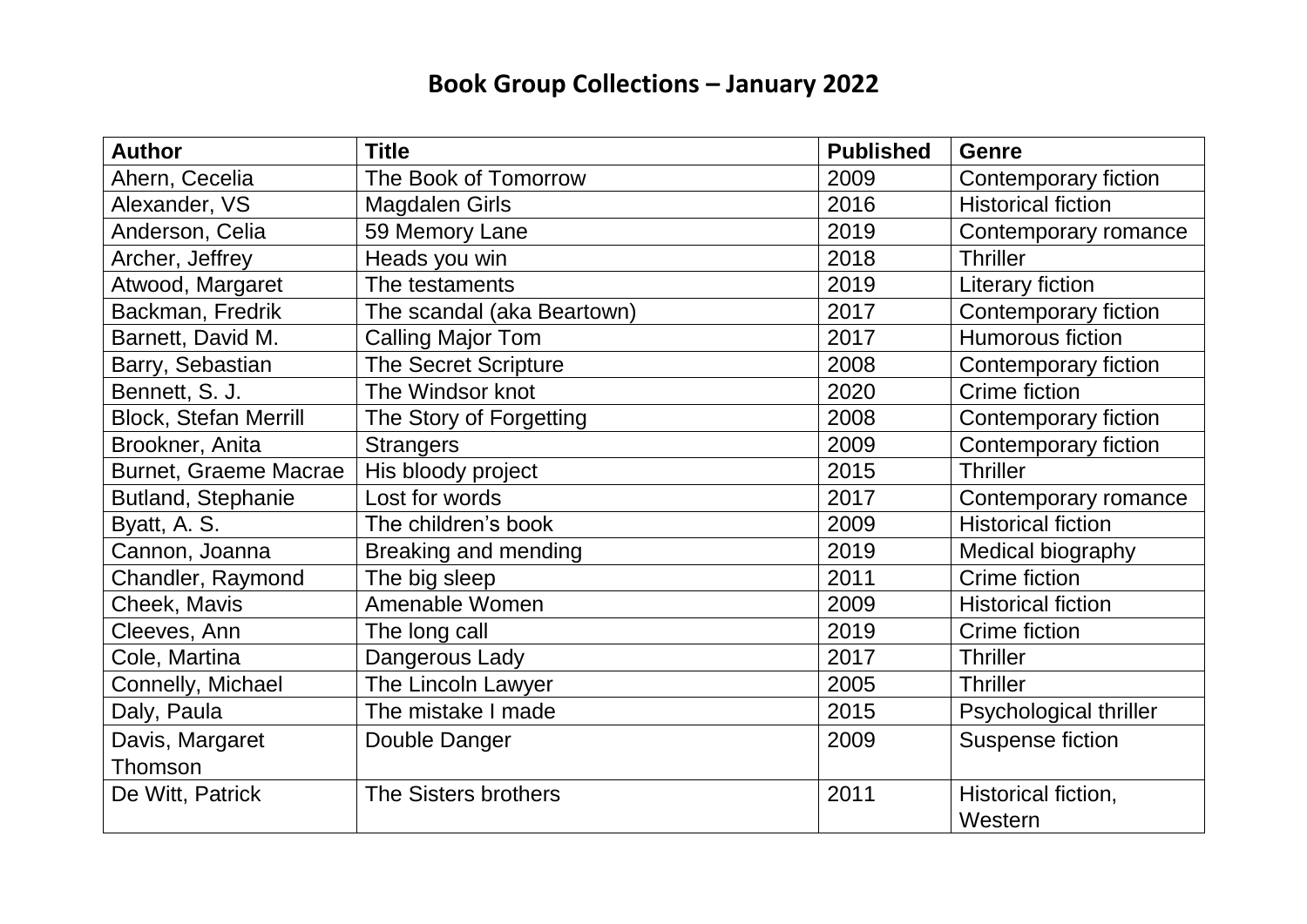# Book Group Collections – January 2022

| Author | Title | Published | Genre |
|---|---|---|---|
| Ahern, Cecelia | The Book of Tomorrow | 2009 | Contemporary fiction |
| Alexander, VS | Magdalen Girls | 2016 | Historical fiction |
| Anderson, Celia | 59 Memory Lane | 2019 | Contemporary romance |
| Archer, Jeffrey | Heads you win | 2018 | Thriller |
| Atwood, Margaret | The testaments | 2019 | Literary fiction |
| Backman, Fredrik | The scandal (aka Beartown) | 2017 | Contemporary fiction |
| Barnett, David M. | Calling Major Tom | 2017 | Humorous fiction |
| Barry, Sebastian | The Secret Scripture | 2008 | Contemporary fiction |
| Bennett, S. J. | The Windsor knot | 2020 | Crime fiction |
| Block, Stefan Merrill | The Story of Forgetting | 2008 | Contemporary fiction |
| Brookner, Anita | Strangers | 2009 | Contemporary fiction |
| Burnet, Graeme Macrae | His bloody project | 2015 | Thriller |
| Butland, Stephanie | Lost for words | 2017 | Contemporary romance |
| Byatt, A. S. | The children's book | 2009 | Historical fiction |
| Cannon, Joanna | Breaking and mending | 2019 | Medical biography |
| Chandler, Raymond | The big sleep | 2011 | Crime fiction |
| Cheek, Mavis | Amenable Women | 2009 | Historical fiction |
| Cleeves, Ann | The long call | 2019 | Crime fiction |
| Cole, Martina | Dangerous Lady | 2017 | Thriller |
| Connelly, Michael | The Lincoln Lawyer | 2005 | Thriller |
| Daly, Paula | The mistake I made | 2015 | Psychological thriller |
| Davis, Margaret Thomson | Double Danger | 2009 | Suspense fiction |
| De Witt, Patrick | The Sisters brothers | 2011 | Historical fiction, Western |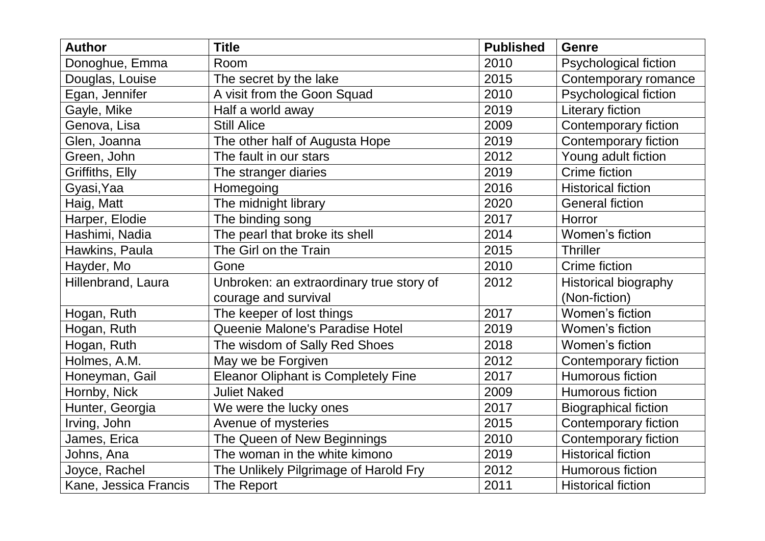| Author | Title | Published | Genre |
| --- | --- | --- | --- |
| Donoghue, Emma | Room | 2010 | Psychological fiction |
| Douglas, Louise | The secret by the lake | 2015 | Contemporary romance |
| Egan, Jennifer | A visit from the Goon Squad | 2010 | Psychological fiction |
| Gayle, Mike | Half a world away | 2019 | Literary fiction |
| Genova, Lisa | Still Alice | 2009 | Contemporary fiction |
| Glen, Joanna | The other half of Augusta Hope | 2019 | Contemporary fiction |
| Green, John | The fault in our stars | 2012 | Young adult fiction |
| Griffiths, Elly | The stranger diaries | 2019 | Crime fiction |
| Gyasi,Yaa | Homegoing | 2016 | Historical fiction |
| Haig, Matt | The midnight library | 2020 | General fiction |
| Harper, Elodie | The binding song | 2017 | Horror |
| Hashimi, Nadia | The pearl that broke its shell | 2014 | Women's fiction |
| Hawkins, Paula | The Girl on the Train | 2015 | Thriller |
| Hayder, Mo | Gone | 2010 | Crime fiction |
| Hillenbrand, Laura | Unbroken: an extraordinary true story of courage and survival | 2012 | Historical biography (Non-fiction) |
| Hogan, Ruth | The keeper of lost things | 2017 | Women's fiction |
| Hogan, Ruth | Queenie Malone's Paradise Hotel | 2019 | Women's fiction |
| Hogan, Ruth | The wisdom of Sally Red Shoes | 2018 | Women's fiction |
| Holmes, A.M. | May we be Forgiven | 2012 | Contemporary fiction |
| Honeyman, Gail | Eleanor Oliphant is Completely Fine | 2017 | Humorous fiction |
| Hornby, Nick | Juliet Naked | 2009 | Humorous fiction |
| Hunter, Georgia | We were the lucky ones | 2017 | Biographical fiction |
| Irving, John | Avenue of mysteries | 2015 | Contemporary fiction |
| James, Erica | The Queen of New Beginnings | 2010 | Contemporary fiction |
| Johns, Ana | The woman in the white kimono | 2019 | Historical fiction |
| Joyce, Rachel | The Unlikely Pilgrimage of Harold Fry | 2012 | Humorous fiction |
| Kane, Jessica Francis | The Report | 2011 | Historical fiction |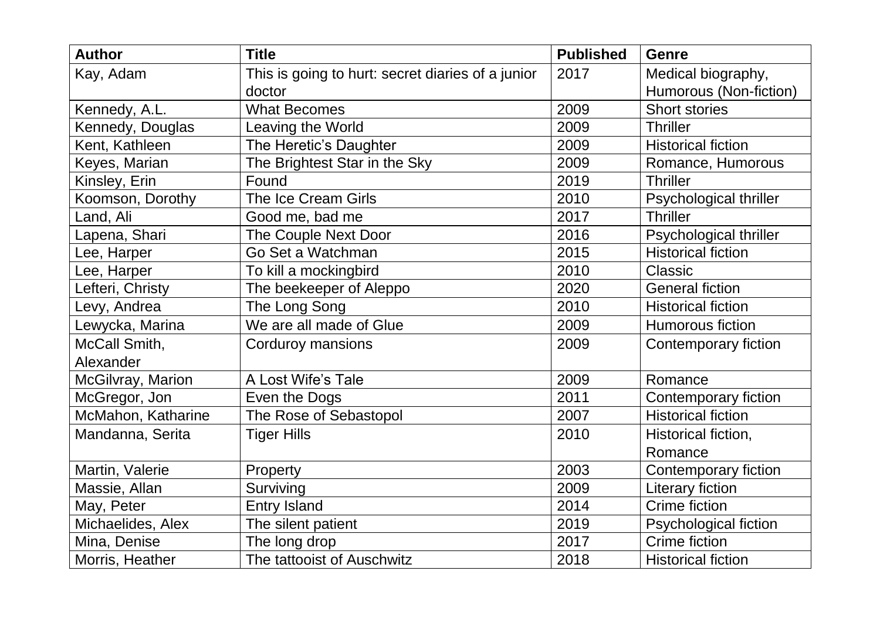| Author | Title | Published | Genre |
|---|---|---|---|
| Kay, Adam | This is going to hurt: secret diaries of a junior doctor | 2017 | Medical biography, Humorous (Non-fiction) |
| Kennedy, A.L. | What Becomes | 2009 | Short stories |
| Kennedy, Douglas | Leaving the World | 2009 | Thriller |
| Kent, Kathleen | The Heretic's Daughter | 2009 | Historical fiction |
| Keyes, Marian | The Brightest Star in the Sky | 2009 | Romance, Humorous |
| Kinsley, Erin | Found | 2019 | Thriller |
| Koomson, Dorothy | The Ice Cream Girls | 2010 | Psychological thriller |
| Land, Ali | Good me, bad me | 2017 | Thriller |
| Lapena, Shari | The Couple Next Door | 2016 | Psychological thriller |
| Lee, Harper | Go Set a Watchman | 2015 | Historical fiction |
| Lee, Harper | To kill a mockingbird | 2010 | Classic |
| Lefteri, Christy | The beekeeper of Aleppo | 2020 | General fiction |
| Levy, Andrea | The Long Song | 2010 | Historical fiction |
| Lewycka, Marina | We are all made of Glue | 2009 | Humorous fiction |
| McCall Smith, Alexander | Corduroy mansions | 2009 | Contemporary fiction |
| McGilvray, Marion | A Lost Wife's Tale | 2009 | Romance |
| McGregor, Jon | Even the Dogs | 2011 | Contemporary fiction |
| McMahon, Katharine | The Rose of Sebastopol | 2007 | Historical fiction |
| Mandanna, Serita | Tiger Hills | 2010 | Historical fiction, Romance |
| Martin, Valerie | Property | 2003 | Contemporary fiction |
| Massie, Allan | Surviving | 2009 | Literary fiction |
| May, Peter | Entry Island | 2014 | Crime fiction |
| Michaelides, Alex | The silent patient | 2019 | Psychological fiction |
| Mina, Denise | The long drop | 2017 | Crime fiction |
| Morris, Heather | The tattooist of Auschwitz | 2018 | Historical fiction |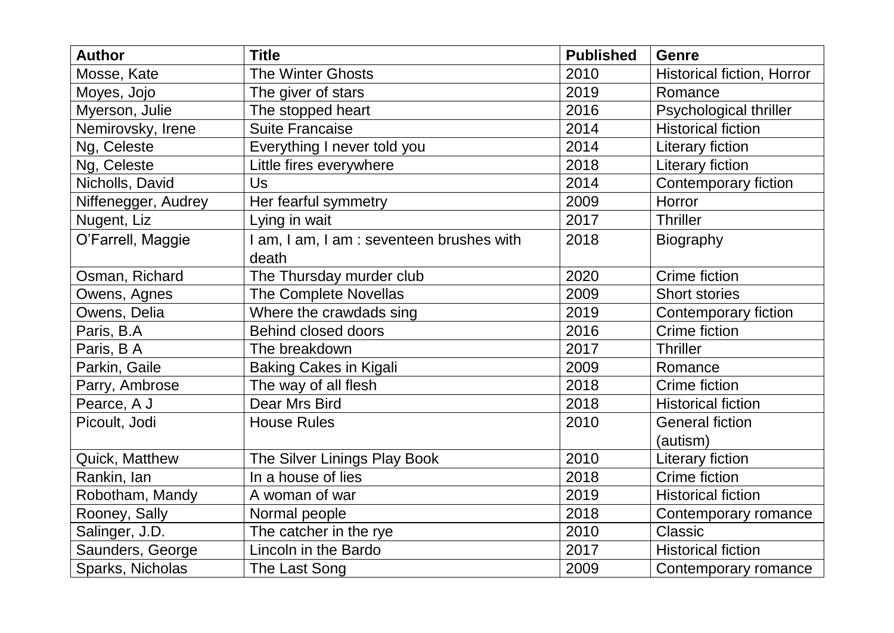| Author | Title | Published | Genre |
|---|---|---|---|
| Mosse, Kate | The Winter Ghosts | 2010 | Historical fiction, Horror |
| Moyes, Jojo | The giver of stars | 2019 | Romance |
| Myerson, Julie | The stopped heart | 2016 | Psychological thriller |
| Nemirovsky, Irene | Suite Francaise | 2014 | Historical fiction |
| Ng, Celeste | Everything I never told you | 2014 | Literary fiction |
| Ng, Celeste | Little fires everywhere | 2018 | Literary fiction |
| Nicholls, David | Us | 2014 | Contemporary fiction |
| Niffenegger, Audrey | Her fearful symmetry | 2009 | Horror |
| Nugent, Liz | Lying in wait | 2017 | Thriller |
| O'Farrell, Maggie | I am, I am, I am : seventeen brushes with death | 2018 | Biography |
| Osman, Richard | The Thursday murder club | 2020 | Crime fiction |
| Owens, Agnes | The Complete Novellas | 2009 | Short stories |
| Owens, Delia | Where the crawdads sing | 2019 | Contemporary fiction |
| Paris, B.A | Behind closed doors | 2016 | Crime fiction |
| Paris, B A | The breakdown | 2017 | Thriller |
| Parkin, Gaile | Baking Cakes in Kigali | 2009 | Romance |
| Parry, Ambrose | The way of all flesh | 2018 | Crime fiction |
| Pearce, A J | Dear Mrs Bird | 2018 | Historical fiction |
| Picoult, Jodi | House Rules | 2010 | General fiction (autism) |
| Quick, Matthew | The Silver Linings Play Book | 2010 | Literary fiction |
| Rankin, Ian | In a house of lies | 2018 | Crime fiction |
| Robotham, Mandy | A woman of war | 2019 | Historical fiction |
| Rooney, Sally | Normal people | 2018 | Contemporary romance |
| Salinger, J.D. | The catcher in the rye | 2010 | Classic |
| Saunders, George | Lincoln in the Bardo | 2017 | Historical fiction |
| Sparks, Nicholas | The Last Song | 2009 | Contemporary romance |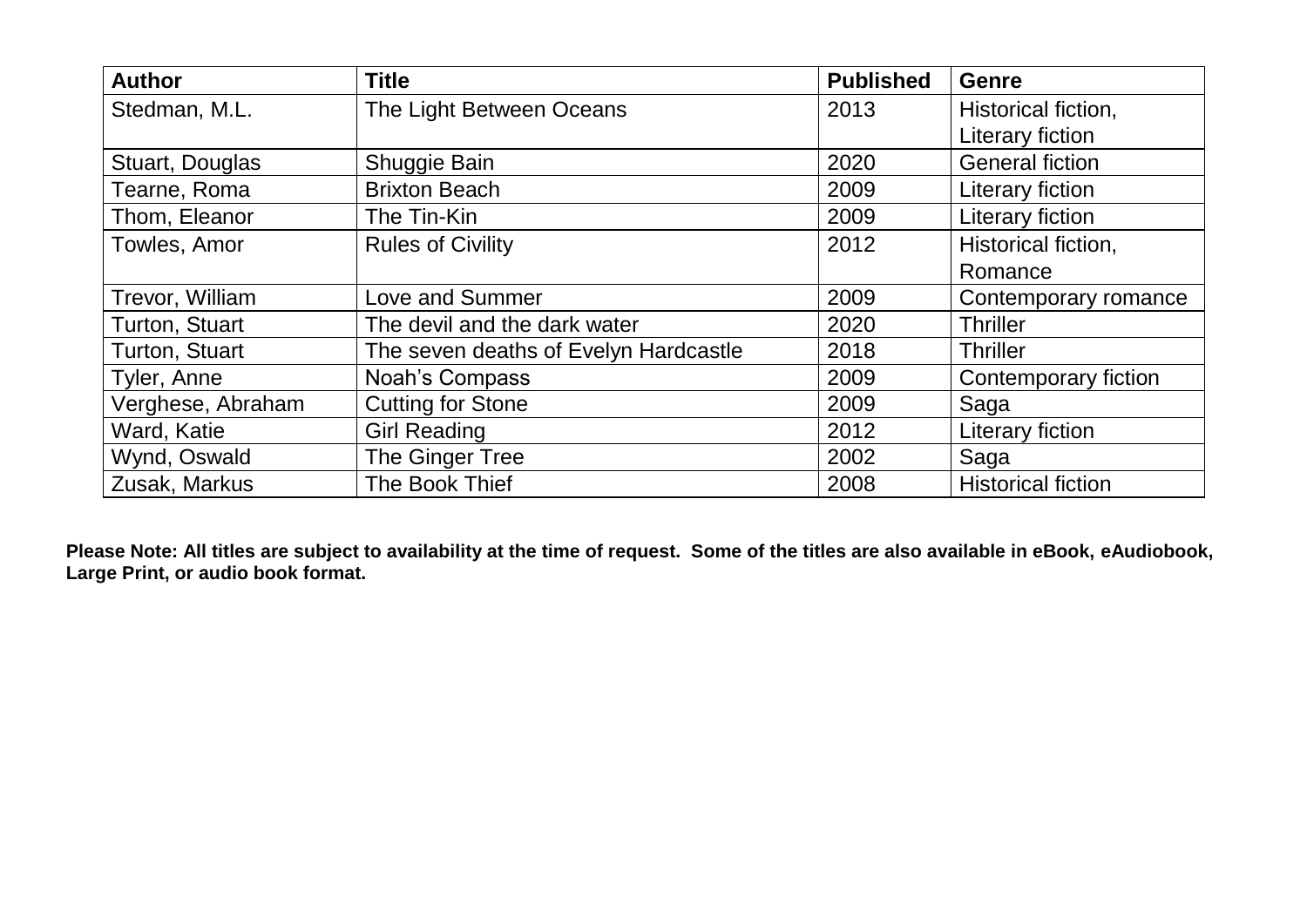| Author | Title | Published | Genre |
|---|---|---|---|
| Stedman, M.L. | The Light Between Oceans | 2013 | Historical fiction, Literary fiction |
| Stuart, Douglas | Shuggie Bain | 2020 | General fiction |
| Tearne, Roma | Brixton Beach | 2009 | Literary fiction |
| Thom, Eleanor | The Tin-Kin | 2009 | Literary fiction |
| Towles, Amor | Rules of Civility | 2012 | Historical fiction, Romance |
| Trevor, William | Love and Summer | 2009 | Contemporary romance |
| Turton, Stuart | The devil and the dark water | 2020 | Thriller |
| Turton, Stuart | The seven deaths of Evelyn Hardcastle | 2018 | Thriller |
| Tyler, Anne | Noah's Compass | 2009 | Contemporary fiction |
| Verghese, Abraham | Cutting for Stone | 2009 | Saga |
| Ward, Katie | Girl Reading | 2012 | Literary fiction |
| Wynd, Oswald | The Ginger Tree | 2002 | Saga |
| Zusak, Markus | The Book Thief | 2008 | Historical fiction |

**Please Note: All titles are subject to availability at the time of request. Some of the titles are also available in eBook, eAudiobook, Large Print, or audio book format.**